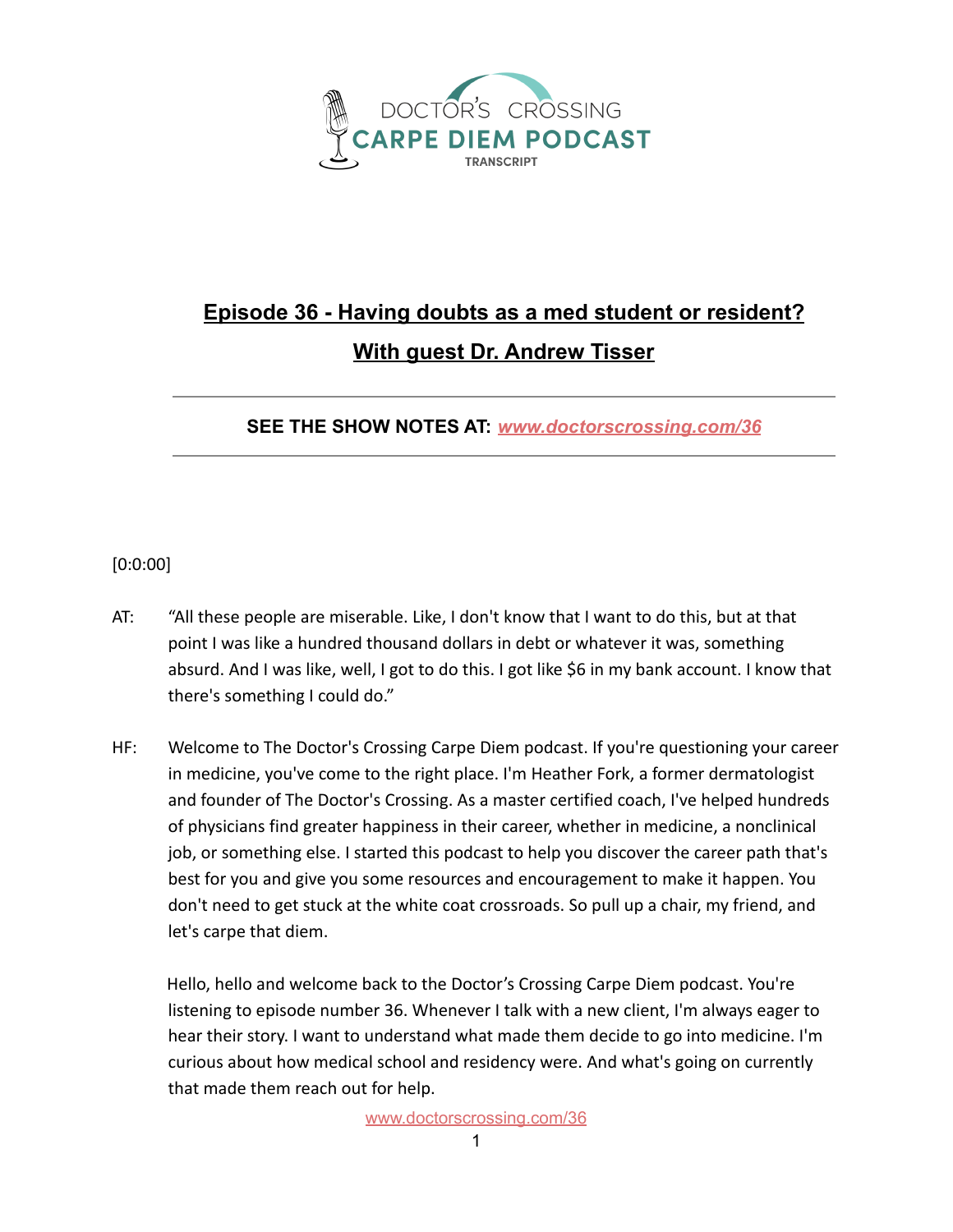DOCTOR'S CROSSING
CARPE DIEM PODCAST
TRANSCRIPT

## Episode 36 - Having doubts as a med student or resident?

## With guest Dr. Andrew Tisser

**SEE THE SHOW NOTES AT:** ***www.doctorscrossing.com/36***

[0:0:00]

AT: "All these people are miserable. Like, I don't know that I want to do this, but at that point I was like a hundred thousand dollars in debt or whatever it was, something absurd. And I was like, well, I got to do this. I got like $6 in my bank account. I know that there's something I could do."

HF: Welcome to The Doctor's Crossing Carpe Diem podcast. If you're questioning your career in medicine, you've come to the right place. I'm Heather Fork, a former dermatologist and founder of The Doctor's Crossing. As a master certified coach, I've helped hundreds of physicians find greater happiness in their career, whether in medicine, a nonclinical job, or something else. I started this podcast to help you discover the career path that's best for you and give you some resources and encouragement to make it happen. You don't need to get stuck at the white coat crossroads. So pull up a chair, my friend, and let's carpe that diem.

Hello, hello and welcome back to the Doctor's Crossing Carpe Diem podcast. You're listening to episode number 36. Whenever I talk with a new client, I'm always eager to hear their story. I want to understand what made them decide to go into medicine. I'm curious about how medical school and residency were. And what's going on currently that made them reach out for help.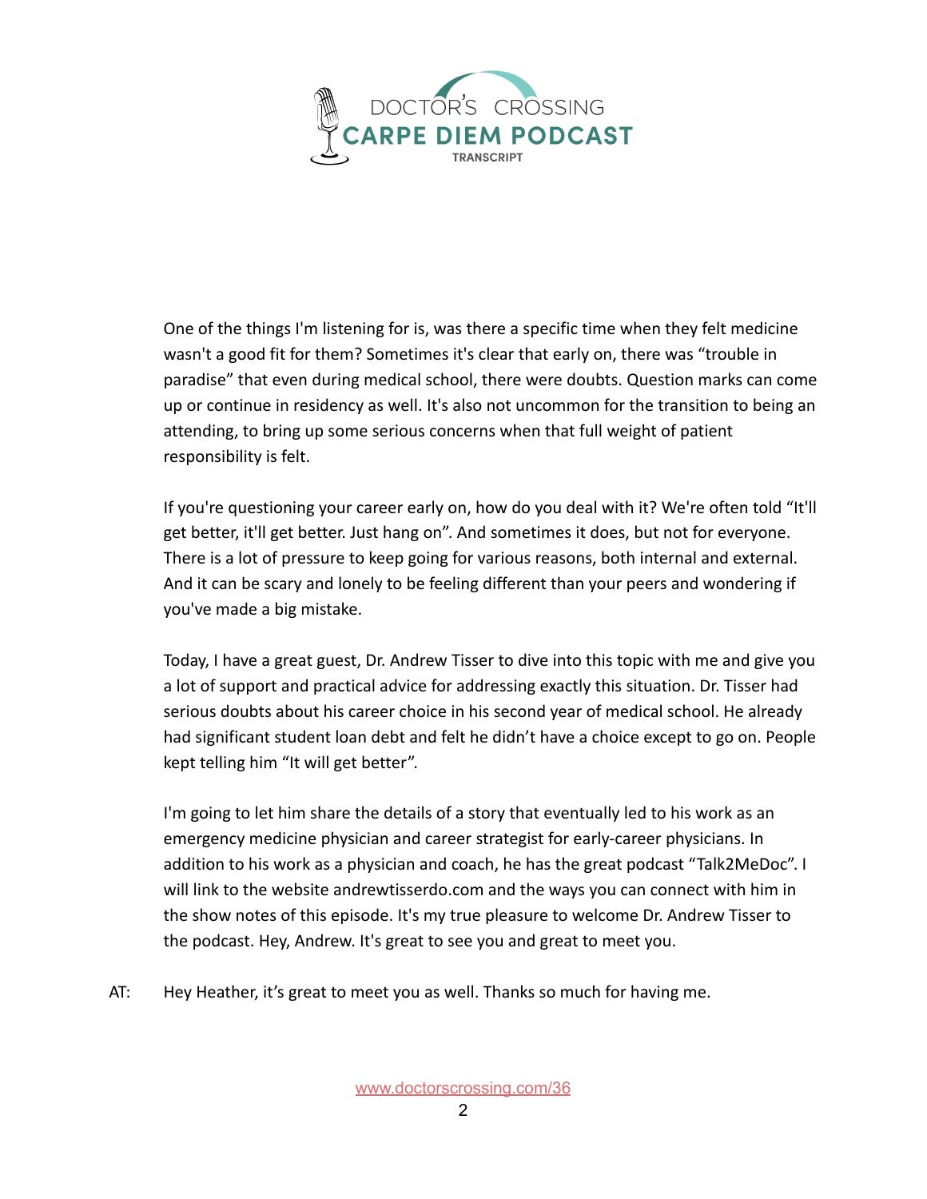One of the things I'm listening for is, was there a specific time when they felt medicine wasn't a good fit for them? Sometimes it's clear that early on, there was "trouble in paradise" that even during medical school, there were doubts. Question marks can come up or continue in residency as well. It's also not uncommon for the transition to being an attending, to bring up some serious concerns when that full weight of patient responsibility is felt.

If you're questioning your career early on, how do you deal with it? We're often told "It'll get better, it'll get better. Just hang on". And sometimes it does, but not for everyone. There is a lot of pressure to keep going for various reasons, both internal and external. And it can be scary and lonely to be feeling different than your peers and wondering if you've made a big mistake.

Today, I have a great guest, Dr. Andrew Tisser to dive into this topic with me and give you a lot of support and practical advice for addressing exactly this situation. Dr. Tisser had serious doubts about his career choice in his second year of medical school. He already had significant student loan debt and felt he didn't have a choice except to go on. People kept telling him "It will get better".

I'm going to let him share the details of a story that eventually led to his work as an emergency medicine physician and career strategist for early-career physicians. In addition to his work as a physician and coach, he has the great podcast "Talk2MeDoc". I will link to the website andrewtisserdo.com and the ways you can connect with him in the show notes of this episode. It's my true pleasure to welcome Dr. Andrew Tisser to the podcast. Hey, Andrew. It's great to see you and great to meet you.

AT: Hey Heather, it's great to meet you as well. Thanks so much for having me.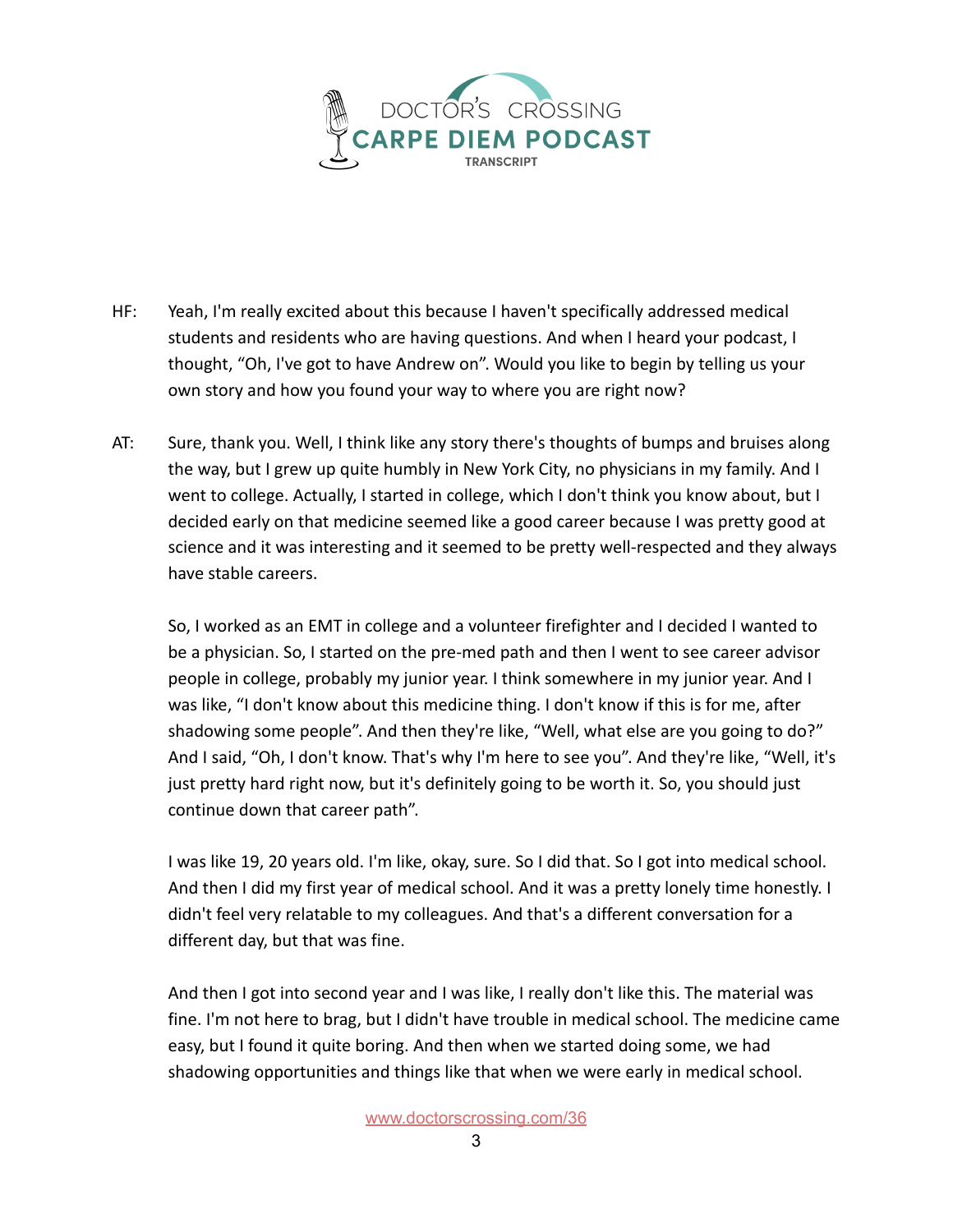HF: Yeah, I'm really excited about this because I haven't specifically addressed medical students and residents who are having questions. And when I heard your podcast, I thought, "Oh, I've got to have Andrew on". Would you like to begin by telling us your own story and how you found your way to where you are right now?

AT: Sure, thank you. Well, I think like any story there's thoughts of bumps and bruises along the way, but I grew up quite humbly in New York City, no physicians in my family. And I went to college. Actually, I started in college, which I don't think you know about, but I decided early on that medicine seemed like a good career because I was pretty good at science and it was interesting and it seemed to be pretty well-respected and they always have stable careers.

So, I worked as an EMT in college and a volunteer firefighter and I decided I wanted to be a physician. So, I started on the pre-med path and then I went to see career advisor people in college, probably my junior year. I think somewhere in my junior year. And I was like, "I don't know about this medicine thing. I don't know if this is for me, after shadowing some people". And then they're like, "Well, what else are you going to do?" And I said, "Oh, I don't know. That's why I'm here to see you". And they're like, "Well, it's just pretty hard right now, but it's definitely going to be worth it. So, you should just continue down that career path".

I was like 19, 20 years old. I'm like, okay, sure. So I did that. So I got into medical school. And then I did my first year of medical school. And it was a pretty lonely time honestly. I didn't feel very relatable to my colleagues. And that's a different conversation for a different day, but that was fine.

And then I got into second year and I was like, I really don't like this. The material was fine. I'm not here to brag, but I didn't have trouble in medical school. The medicine came easy, but I found it quite boring. And then when we started doing some, we had shadowing opportunities and things like that when we were early in medical school.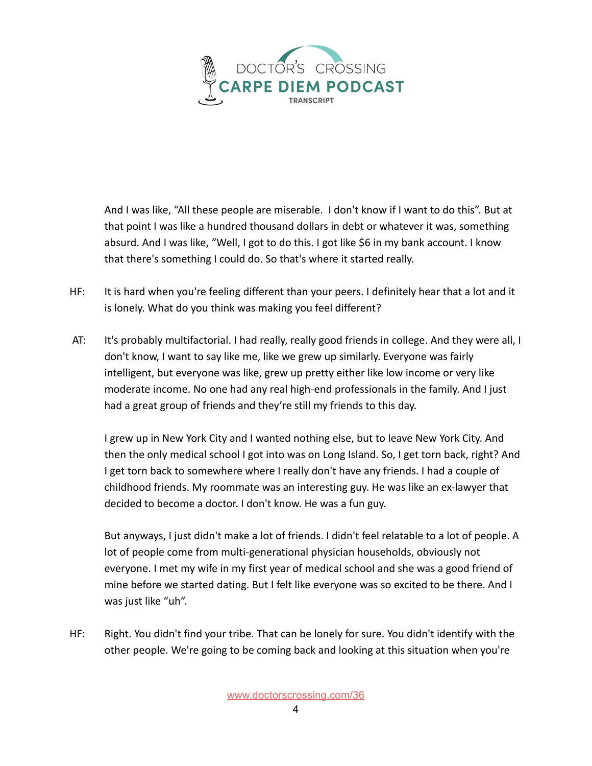And I was like, "All these people are miserable. I don't know if I want to do this". But at that point I was like a hundred thousand dollars in debt or whatever it was, something absurd. And I was like, "Well, I got to do this. I got like $6 in my bank account. I know that there's something I could do. So that's where it started really.

HF: It is hard when you're feeling different than your peers. I definitely hear that a lot and it is lonely. What do you think was making you feel different?

AT: It's probably multifactorial. I had really, really good friends in college. And they were all, I don't know, I want to say like me, like we grew up similarly. Everyone was fairly intelligent, but everyone was like, grew up pretty either like low income or very like moderate income. No one had any real high-end professionals in the family. And I just had a great group of friends and they're still my friends to this day.

I grew up in New York City and I wanted nothing else, but to leave New York City. And then the only medical school I got into was on Long Island. So, I get torn back, right? And I get torn back to somewhere where I really don't have any friends. I had a couple of childhood friends. My roommate was an interesting guy. He was like an ex-lawyer that decided to become a doctor. I don't know. He was a fun guy.

But anyways, I just didn't make a lot of friends. I didn't feel relatable to a lot of people. A lot of people come from multi-generational physician households, obviously not everyone. I met my wife in my first year of medical school and she was a good friend of mine before we started dating. But I felt like everyone was so excited to be there. And I was just like "uh".

HF: Right. You didn't find your tribe. That can be lonely for sure. You didn't identify with the other people. We're going to be coming back and looking at this situation when you're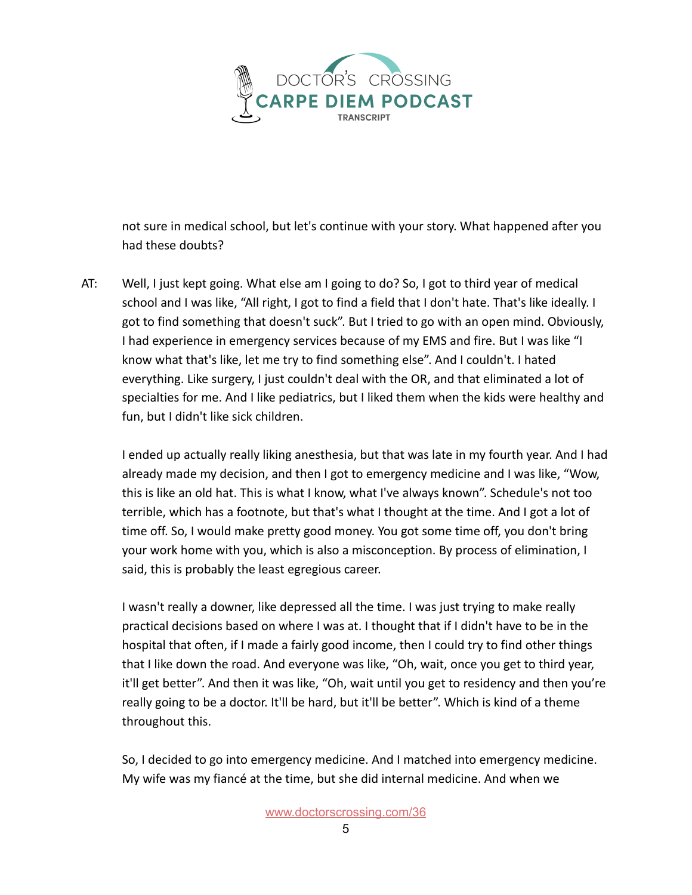not sure in medical school, but let's continue with your story. What happened after you had these doubts?

AT: Well, I just kept going. What else am I going to do? So, I got to third year of medical school and I was like, "All right, I got to find a field that I don't hate. That's like ideally. I got to find something that doesn't suck". But I tried to go with an open mind. Obviously, I had experience in emergency services because of my EMS and fire. But I was like "I know what that's like, let me try to find something else". And I couldn't. I hated everything. Like surgery, I just couldn't deal with the OR, and that eliminated a lot of specialties for me. And I like pediatrics, but I liked them when the kids were healthy and fun, but I didn't like sick children.

I ended up actually really liking anesthesia, but that was late in my fourth year. And I had already made my decision, and then I got to emergency medicine and I was like, "Wow, this is like an old hat. This is what I know, what I've always known". Schedule's not too terrible, which has a footnote, but that's what I thought at the time. And I got a lot of time off. So, I would make pretty good money. You got some time off, you don't bring your work home with you, which is also a misconception. By process of elimination, I said, this is probably the least egregious career.

I wasn't really a downer, like depressed all the time. I was just trying to make really practical decisions based on where I was at. I thought that if I didn't have to be in the hospital that often, if I made a fairly good income, then I could try to find other things that I like down the road. And everyone was like, "Oh, wait, once you get to third year, it'll get better". And then it was like, "Oh, wait until you get to residency and then you're really going to be a doctor. It'll be hard, but it'll be better". Which is kind of a theme throughout this.

So, I decided to go into emergency medicine. And I matched into emergency medicine. My wife was my fiancé at the time, but she did internal medicine. And when we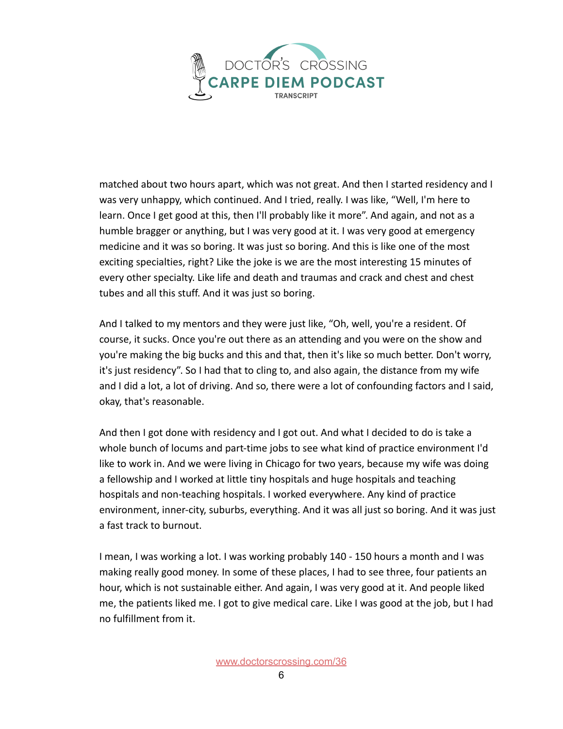matched about two hours apart, which was not great. And then I started residency and I was very unhappy, which continued. And I tried, really. I was like, "Well, I'm here to learn. Once I get good at this, then I'll probably like it more". And again, and not as a humble bragger or anything, but I was very good at it. I was very good at emergency medicine and it was so boring. It was just so boring. And this is like one of the most exciting specialties, right? Like the joke is we are the most interesting 15 minutes of every other specialty. Like life and death and traumas and crack and chest and chest tubes and all this stuff. And it was just so boring.

And I talked to my mentors and they were just like, "Oh, well, you're a resident. Of course, it sucks. Once you're out there as an attending and you were on the show and you're making the big bucks and this and that, then it's like so much better. Don't worry, it's just residency". So I had that to cling to, and also again, the distance from my wife and I did a lot, a lot of driving. And so, there were a lot of confounding factors and I said, okay, that's reasonable.

And then I got done with residency and I got out. And what I decided to do is take a whole bunch of locums and part-time jobs to see what kind of practice environment I'd like to work in. And we were living in Chicago for two years, because my wife was doing a fellowship and I worked at little tiny hospitals and huge hospitals and teaching hospitals and non-teaching hospitals. I worked everywhere. Any kind of practice environment, inner-city, suburbs, everything. And it was all just so boring. And it was just a fast track to burnout.

I mean, I was working a lot. I was working probably 140 - 150 hours a month and I was making really good money. In some of these places, I had to see three, four patients an hour, which is not sustainable either. And again, I was very good at it. And people liked me, the patients liked me. I got to give medical care. Like I was good at the job, but I had no fulfillment from it.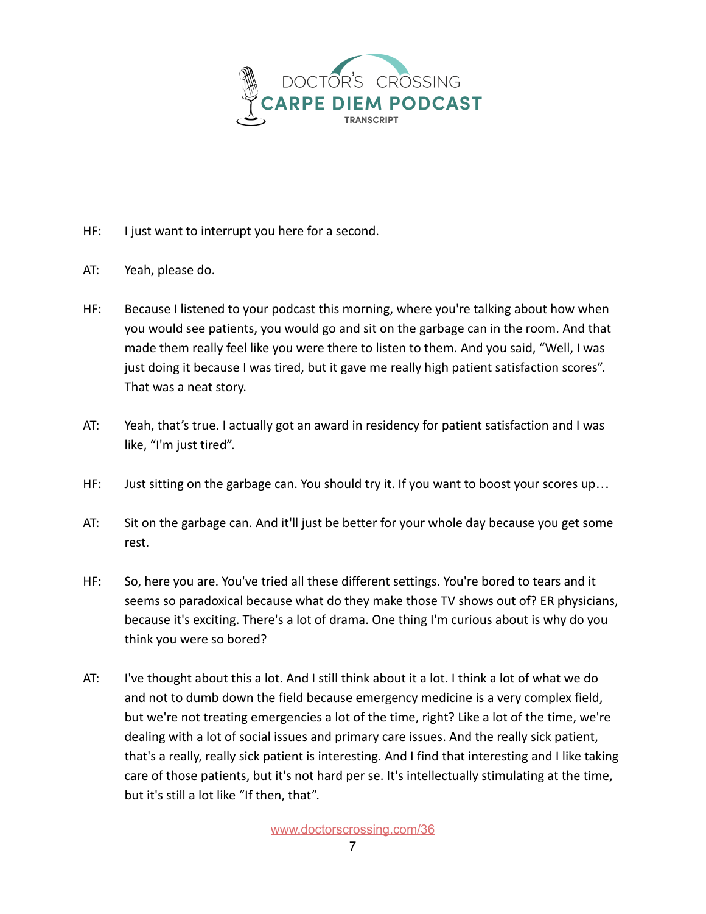HF: I just want to interrupt you here for a second.

AT: Yeah, please do.

HF: Because I listened to your podcast this morning, where you're talking about how when you would see patients, you would go and sit on the garbage can in the room. And that made them really feel like you were there to listen to them. And you said, "Well, I was just doing it because I was tired, but it gave me really high patient satisfaction scores". That was a neat story.

AT: Yeah, that's true. I actually got an award in residency for patient satisfaction and I was like, "I'm just tired".

HF: Just sitting on the garbage can. You should try it. If you want to boost your scores up…

AT: Sit on the garbage can. And it'll just be better for your whole day because you get some rest.

HF: So, here you are. You've tried all these different settings. You're bored to tears and it seems so paradoxical because what do they make those TV shows out of? ER physicians, because it's exciting. There's a lot of drama. One thing I'm curious about is why do you think you were so bored?

AT: I've thought about this a lot. And I still think about it a lot. I think a lot of what we do and not to dumb down the field because emergency medicine is a very complex field, but we're not treating emergencies a lot of the time, right? Like a lot of the time, we're dealing with a lot of social issues and primary care issues. And the really sick patient, that's a really, really sick patient is interesting. And I find that interesting and I like taking care of those patients, but it's not hard per se. It's intellectually stimulating at the time, but it's still a lot like "If then, that".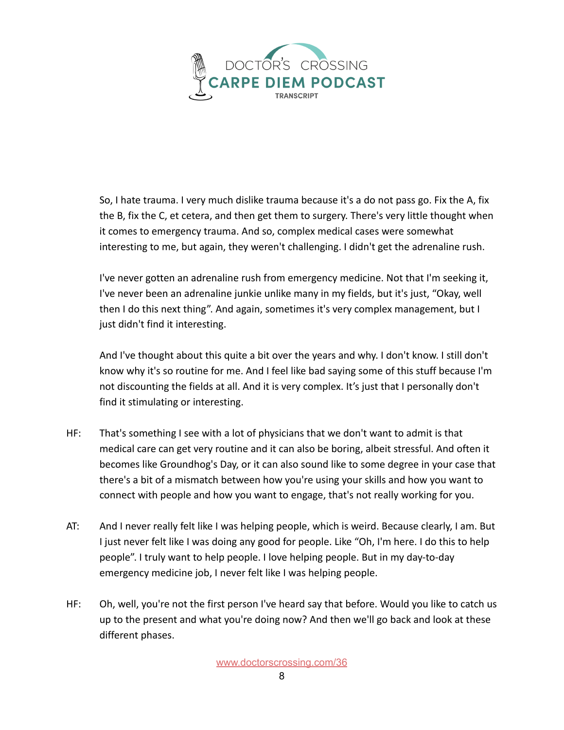So, I hate trauma. I very much dislike trauma because it's a do not pass go. Fix the A, fix the B, fix the C, et cetera, and then get them to surgery. There's very little thought when it comes to emergency trauma. And so, complex medical cases were somewhat interesting to me, but again, they weren't challenging. I didn't get the adrenaline rush.

I've never gotten an adrenaline rush from emergency medicine. Not that I'm seeking it, I've never been an adrenaline junkie unlike many in my fields, but it's just, "Okay, well then I do this next thing". And again, sometimes it's very complex management, but I just didn't find it interesting.

And I've thought about this quite a bit over the years and why. I don't know. I still don't know why it's so routine for me. And I feel like bad saying some of this stuff because I'm not discounting the fields at all. And it is very complex. It's just that I personally don't find it stimulating or interesting.

HF: That's something I see with a lot of physicians that we don't want to admit is that medical care can get very routine and it can also be boring, albeit stressful. And often it becomes like Groundhog's Day, or it can also sound like to some degree in your case that there's a bit of a mismatch between how you're using your skills and how you want to connect with people and how you want to engage, that's not really working for you.

AT: And I never really felt like I was helping people, which is weird. Because clearly, I am. But I just never felt like I was doing any good for people. Like "Oh, I'm here. I do this to help people". I truly want to help people. I love helping people. But in my day-to-day emergency medicine job, I never felt like I was helping people.

HF: Oh, well, you're not the first person I've heard say that before. Would you like to catch us up to the present and what you're doing now? And then we'll go back and look at these different phases.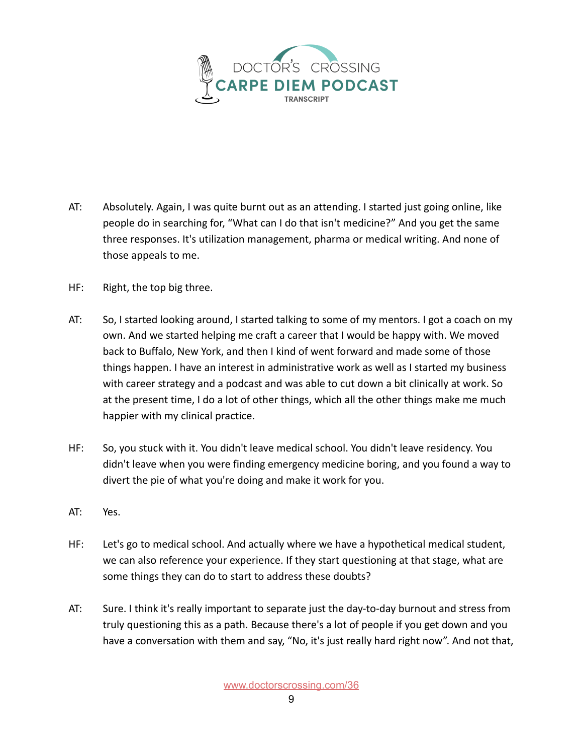AT: Absolutely. Again, I was quite burnt out as an attending. I started just going online, like people do in searching for, "What can I do that isn't medicine?" And you get the same three responses. It's utilization management, pharma or medical writing. And none of those appeals to me.

HF: Right, the top big three.

AT: So, I started looking around, I started talking to some of my mentors. I got a coach on my own. And we started helping me craft a career that I would be happy with. We moved back to Buffalo, New York, and then I kind of went forward and made some of those things happen. I have an interest in administrative work as well as I started my business with career strategy and a podcast and was able to cut down a bit clinically at work. So at the present time, I do a lot of other things, which all the other things make me much happier with my clinical practice.

HF: So, you stuck with it. You didn't leave medical school. You didn't leave residency. You didn't leave when you were finding emergency medicine boring, and you found a way to divert the pie of what you're doing and make it work for you.

AT: Yes.

HF: Let's go to medical school. And actually where we have a hypothetical medical student, we can also reference your experience. If they start questioning at that stage, what are some things they can do to start to address these doubts?

AT: Sure. I think it's really important to separate just the day-to-day burnout and stress from truly questioning this as a path. Because there's a lot of people if you get down and you have a conversation with them and say, "No, it's just really hard right now". And not that,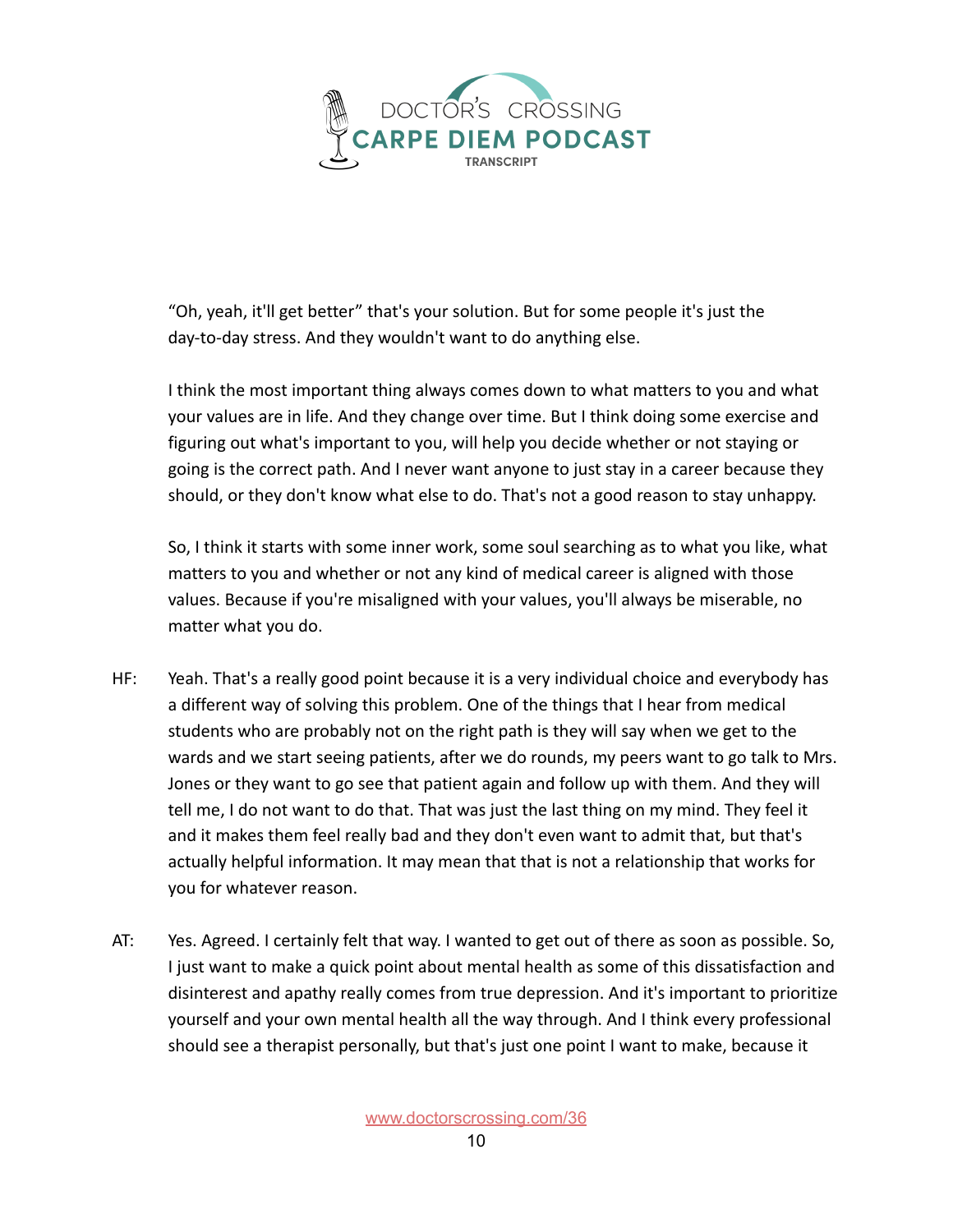"Oh, yeah, it'll get better" that's your solution. But for some people it's just the day-to-day stress. And they wouldn't want to do anything else.

I think the most important thing always comes down to what matters to you and what your values are in life. And they change over time. But I think doing some exercise and figuring out what's important to you, will help you decide whether or not staying or going is the correct path. And I never want anyone to just stay in a career because they should, or they don't know what else to do. That's not a good reason to stay unhappy.

So, I think it starts with some inner work, some soul searching as to what you like, what matters to you and whether or not any kind of medical career is aligned with those values. Because if you're misaligned with your values, you'll always be miserable, no matter what you do.

HF: Yeah. That's a really good point because it is a very individual choice and everybody has a different way of solving this problem. One of the things that I hear from medical students who are probably not on the right path is they will say when we get to the wards and we start seeing patients, after we do rounds, my peers want to go talk to Mrs. Jones or they want to go see that patient again and follow up with them. And they will tell me, I do not want to do that. That was just the last thing on my mind. They feel it and it makes them feel really bad and they don't even want to admit that, but that's actually helpful information. It may mean that that is not a relationship that works for you for whatever reason.

AT: Yes. Agreed. I certainly felt that way. I wanted to get out of there as soon as possible. So, I just want to make a quick point about mental health as some of this dissatisfaction and disinterest and apathy really comes from true depression. And it's important to prioritize yourself and your own mental health all the way through. And I think every professional should see a therapist personally, but that's just one point I want to make, because it

www.doctorscrossing.com/36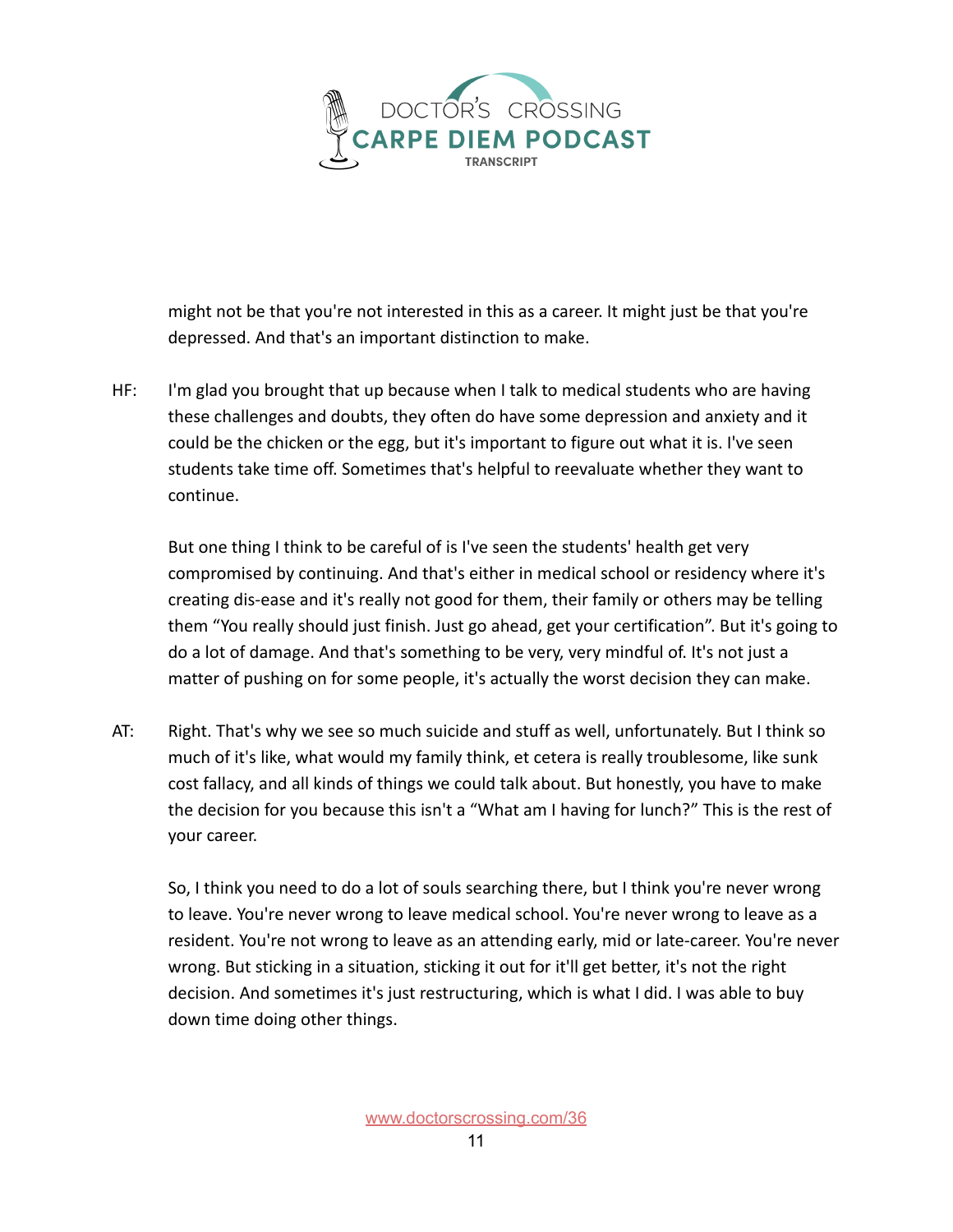might not be that you're not interested in this as a career. It might just be that you're depressed. And that's an important distinction to make.

HF: I'm glad you brought that up because when I talk to medical students who are having these challenges and doubts, they often do have some depression and anxiety and it could be the chicken or the egg, but it's important to figure out what it is. I've seen students take time off. Sometimes that's helpful to reevaluate whether they want to continue.

But one thing I think to be careful of is I've seen the students' health get very compromised by continuing. And that's either in medical school or residency where it's creating dis-ease and it's really not good for them, their family or others may be telling them "You really should just finish. Just go ahead, get your certification". But it's going to do a lot of damage. And that's something to be very, very mindful of. It's not just a matter of pushing on for some people, it's actually the worst decision they can make.

AT: Right. That's why we see so much suicide and stuff as well, unfortunately. But I think so much of it's like, what would my family think, et cetera is really troublesome, like sunk cost fallacy, and all kinds of things we could talk about. But honestly, you have to make the decision for you because this isn't a "What am I having for lunch?" This is the rest of your career.

So, I think you need to do a lot of souls searching there, but I think you're never wrong to leave. You're never wrong to leave medical school. You're never wrong to leave as a resident. You're not wrong to leave as an attending early, mid or late-career. You're never wrong. But sticking in a situation, sticking it out for it'll get better, it's not the right decision. And sometimes it's just restructuring, which is what I did. I was able to buy down time doing other things.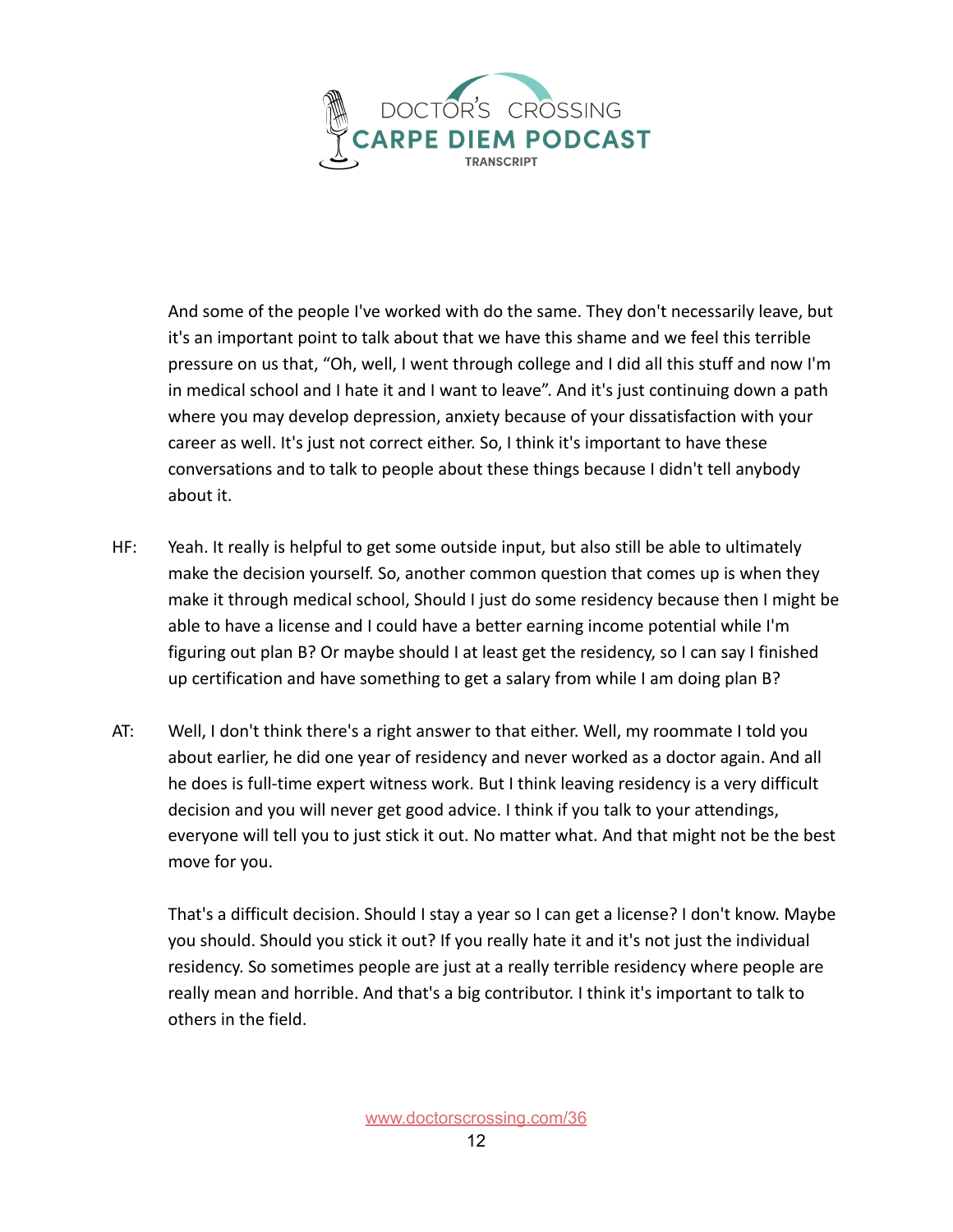And some of the people I've worked with do the same. They don't necessarily leave, but it's an important point to talk about that we have this shame and we feel this terrible pressure on us that, "Oh, well, I went through college and I did all this stuff and now I'm in medical school and I hate it and I want to leave". And it's just continuing down a path where you may develop depression, anxiety because of your dissatisfaction with your career as well. It's just not correct either. So, I think it's important to have these conversations and to talk to people about these things because I didn't tell anybody about it.

HF: Yeah. It really is helpful to get some outside input, but also still be able to ultimately make the decision yourself. So, another common question that comes up is when they make it through medical school, Should I just do some residency because then I might be able to have a license and I could have a better earning income potential while I'm figuring out plan B? Or maybe should I at least get the residency, so I can say I finished up certification and have something to get a salary from while I am doing plan B?

AT: Well, I don't think there's a right answer to that either. Well, my roommate I told you about earlier, he did one year of residency and never worked as a doctor again. And all he does is full-time expert witness work. But I think leaving residency is a very difficult decision and you will never get good advice. I think if you talk to your attendings, everyone will tell you to just stick it out. No matter what. And that might not be the best move for you.

That's a difficult decision. Should I stay a year so I can get a license? I don't know. Maybe you should. Should you stick it out? If you really hate it and it's not just the individual residency. So sometimes people are just at a really terrible residency where people are really mean and horrible. And that's a big contributor. I think it's important to talk to others in the field.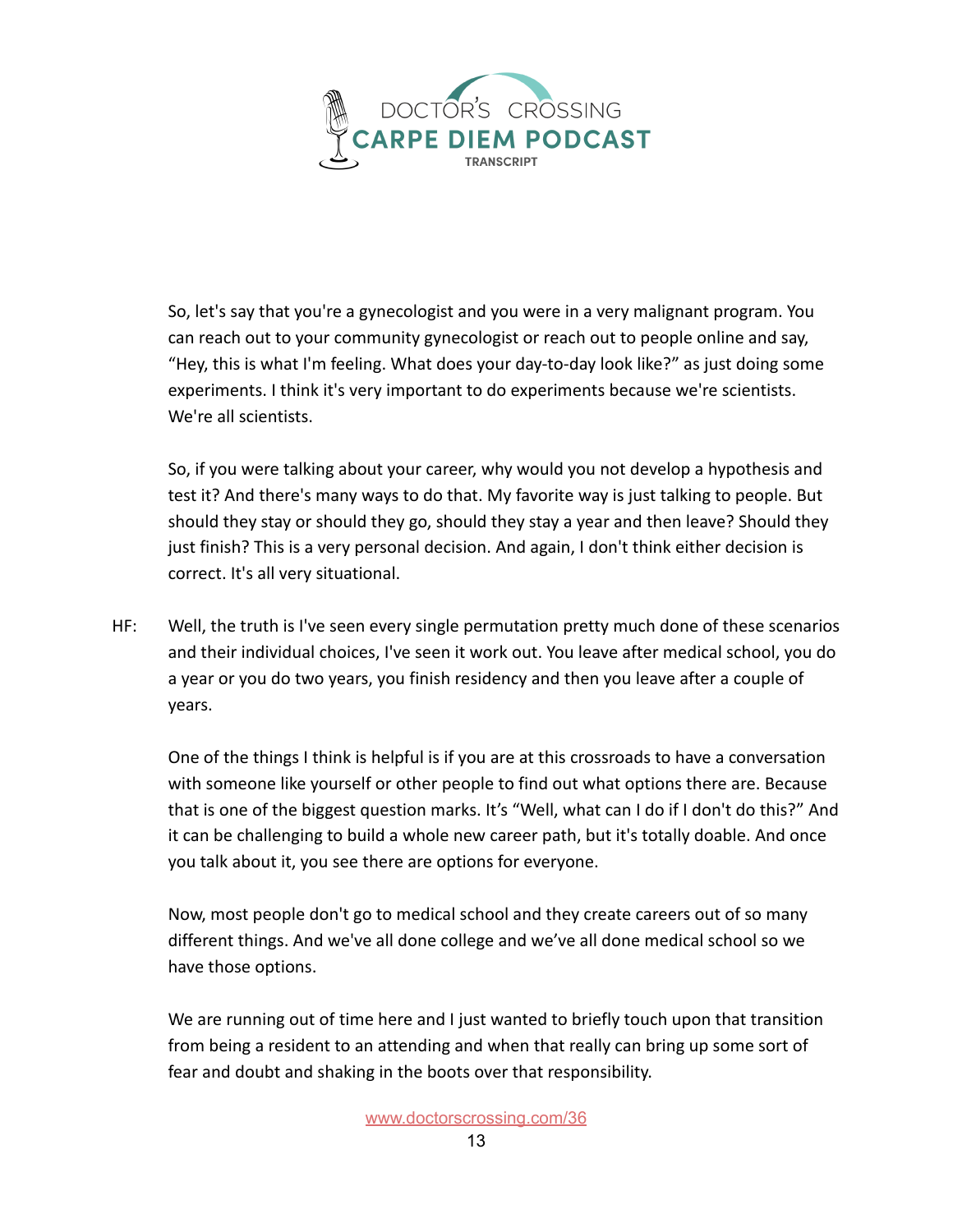So, let's say that you're a gynecologist and you were in a very malignant program. You can reach out to your community gynecologist or reach out to people online and say, "Hey, this is what I'm feeling. What does your day-to-day look like?" as just doing some experiments. I think it's very important to do experiments because we're scientists. We're all scientists.

So, if you were talking about your career, why would you not develop a hypothesis and test it? And there's many ways to do that. My favorite way is just talking to people. But should they stay or should they go, should they stay a year and then leave? Should they just finish? This is a very personal decision. And again, I don't think either decision is correct. It's all very situational.

HF: Well, the truth is I've seen every single permutation pretty much done of these scenarios and their individual choices, I've seen it work out. You leave after medical school, you do a year or you do two years, you finish residency and then you leave after a couple of years.

One of the things I think is helpful is if you are at this crossroads to have a conversation with someone like yourself or other people to find out what options there are. Because that is one of the biggest question marks. It's "Well, what can I do if I don't do this?" And it can be challenging to build a whole new career path, but it's totally doable. And once you talk about it, you see there are options for everyone.

Now, most people don't go to medical school and they create careers out of so many different things. And we've all done college and we've all done medical school so we have those options.

We are running out of time here and I just wanted to briefly touch upon that transition from being a resident to an attending and when that really can bring up some sort of fear and doubt and shaking in the boots over that responsibility.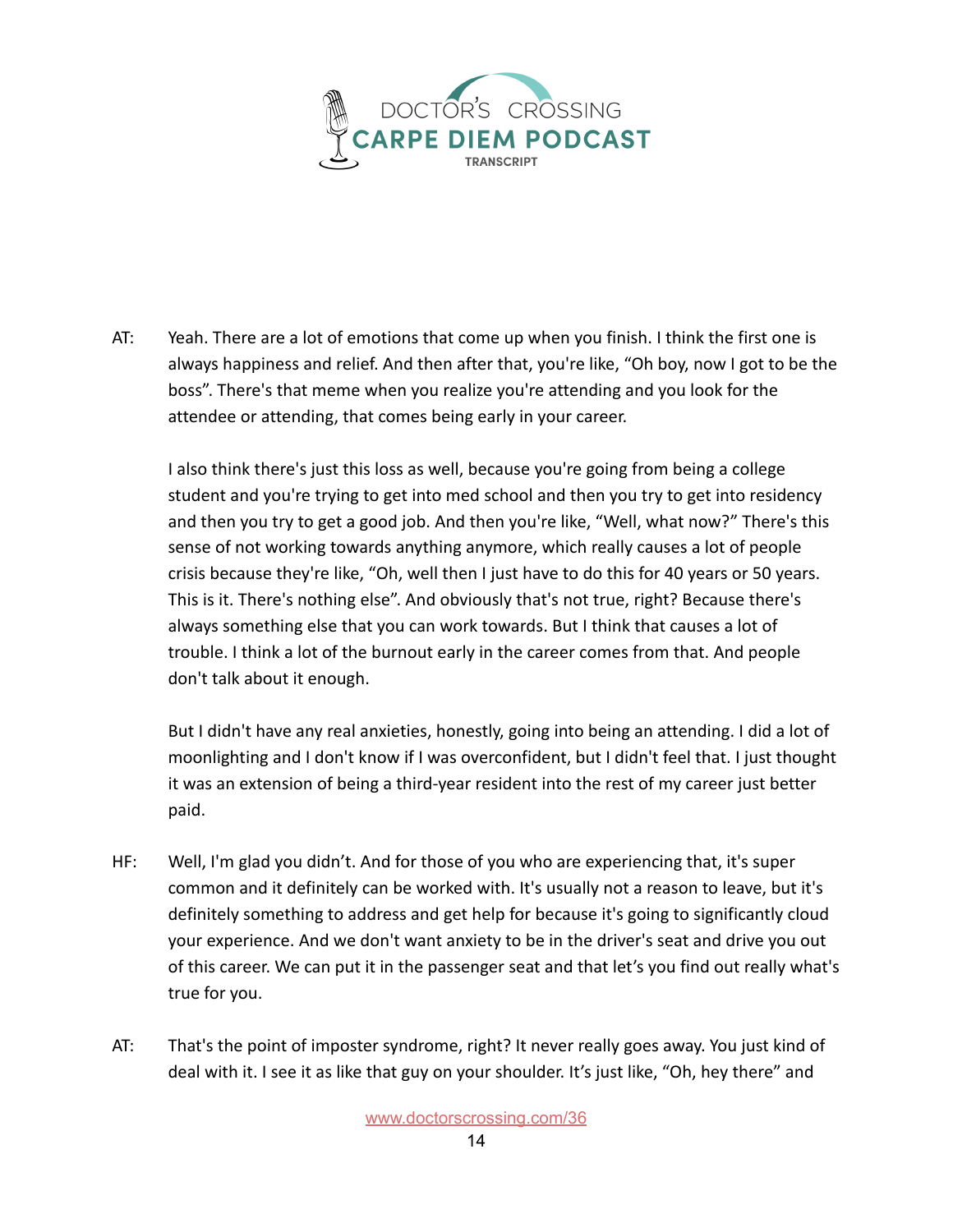AT: Yeah. There are a lot of emotions that come up when you finish. I think the first one is always happiness and relief. And then after that, you're like, "Oh boy, now I got to be the boss". There's that meme when you realize you're attending and you look for the attendee or attending, that comes being early in your career.

I also think there's just this loss as well, because you're going from being a college student and you're trying to get into med school and then you try to get into residency and then you try to get a good job. And then you're like, "Well, what now?" There's this sense of not working towards anything anymore, which really causes a lot of people crisis because they're like, "Oh, well then I just have to do this for 40 years or 50 years. This is it. There's nothing else". And obviously that's not true, right? Because there's always something else that you can work towards. But I think that causes a lot of trouble. I think a lot of the burnout early in the career comes from that. And people don't talk about it enough.

But I didn't have any real anxieties, honestly, going into being an attending. I did a lot of moonlighting and I don't know if I was overconfident, but I didn't feel that. I just thought it was an extension of being a third-year resident into the rest of my career just better paid.

HF: Well, I'm glad you didn't. And for those of you who are experiencing that, it's super common and it definitely can be worked with. It's usually not a reason to leave, but it's definitely something to address and get help for because it's going to significantly cloud your experience. And we don't want anxiety to be in the driver's seat and drive you out of this career. We can put it in the passenger seat and that let's you find out really what's true for you.

AT: That's the point of imposter syndrome, right? It never really goes away. You just kind of deal with it. I see it as like that guy on your shoulder. It's just like, "Oh, hey there" and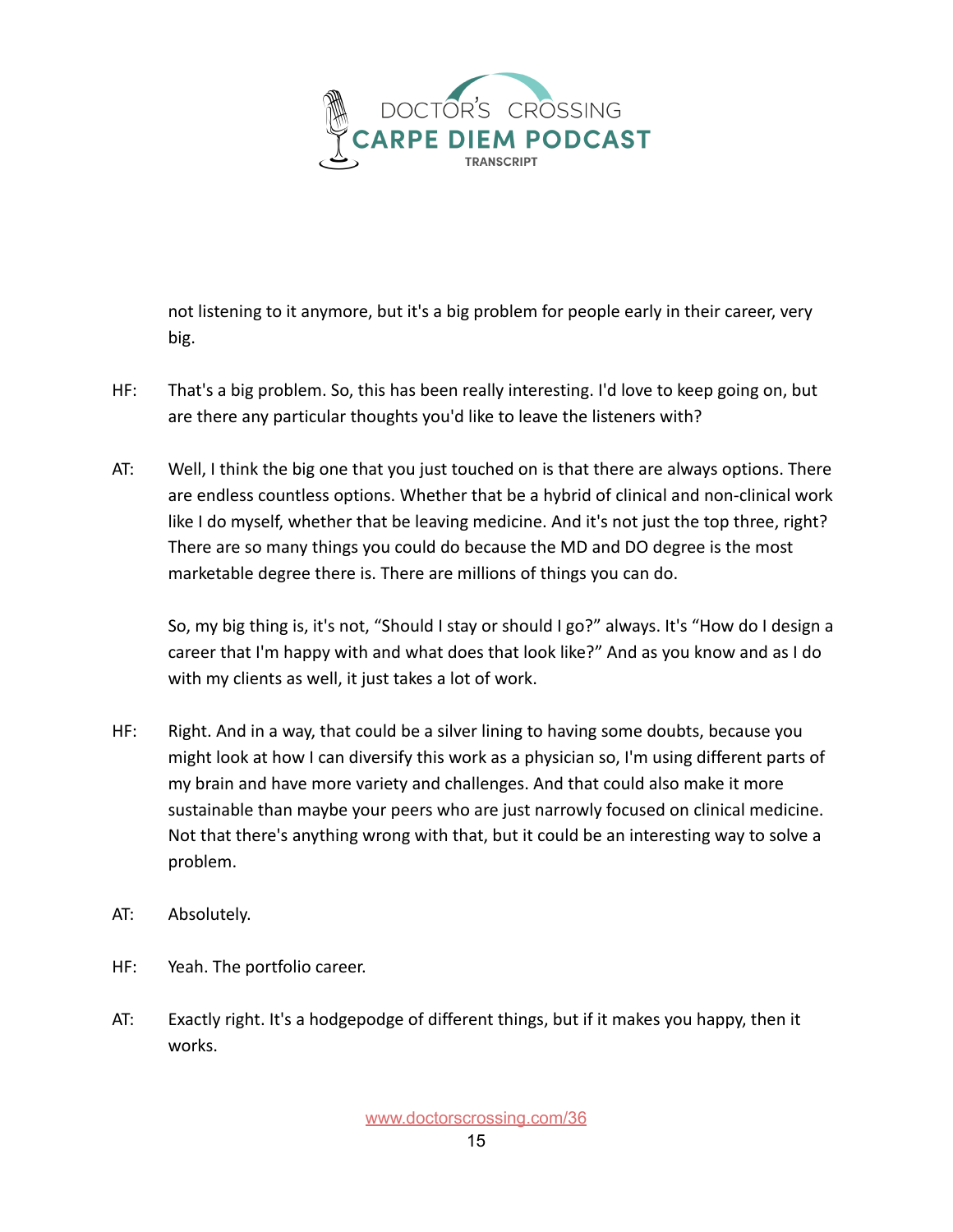not listening to it anymore, but it's a big problem for people early in their career, very big.

HF: That's a big problem. So, this has been really interesting. I'd love to keep going on, but are there any particular thoughts you'd like to leave the listeners with?

AT: Well, I think the big one that you just touched on is that there are always options. There are endless countless options. Whether that be a hybrid of clinical and non-clinical work like I do myself, whether that be leaving medicine. And it's not just the top three, right? There are so many things you could do because the MD and DO degree is the most marketable degree there is. There are millions of things you can do.

So, my big thing is, it's not, "Should I stay or should I go?" always. It's "How do I design a career that I'm happy with and what does that look like?" And as you know and as I do with my clients as well, it just takes a lot of work.

HF: Right. And in a way, that could be a silver lining to having some doubts, because you might look at how I can diversify this work as a physician so, I'm using different parts of my brain and have more variety and challenges. And that could also make it more sustainable than maybe your peers who are just narrowly focused on clinical medicine. Not that there's anything wrong with that, but it could be an interesting way to solve a problem.

AT: Absolutely.

HF: Yeah. The portfolio career.

AT: Exactly right. It's a hodgepodge of different things, but if it makes you happy, then it works.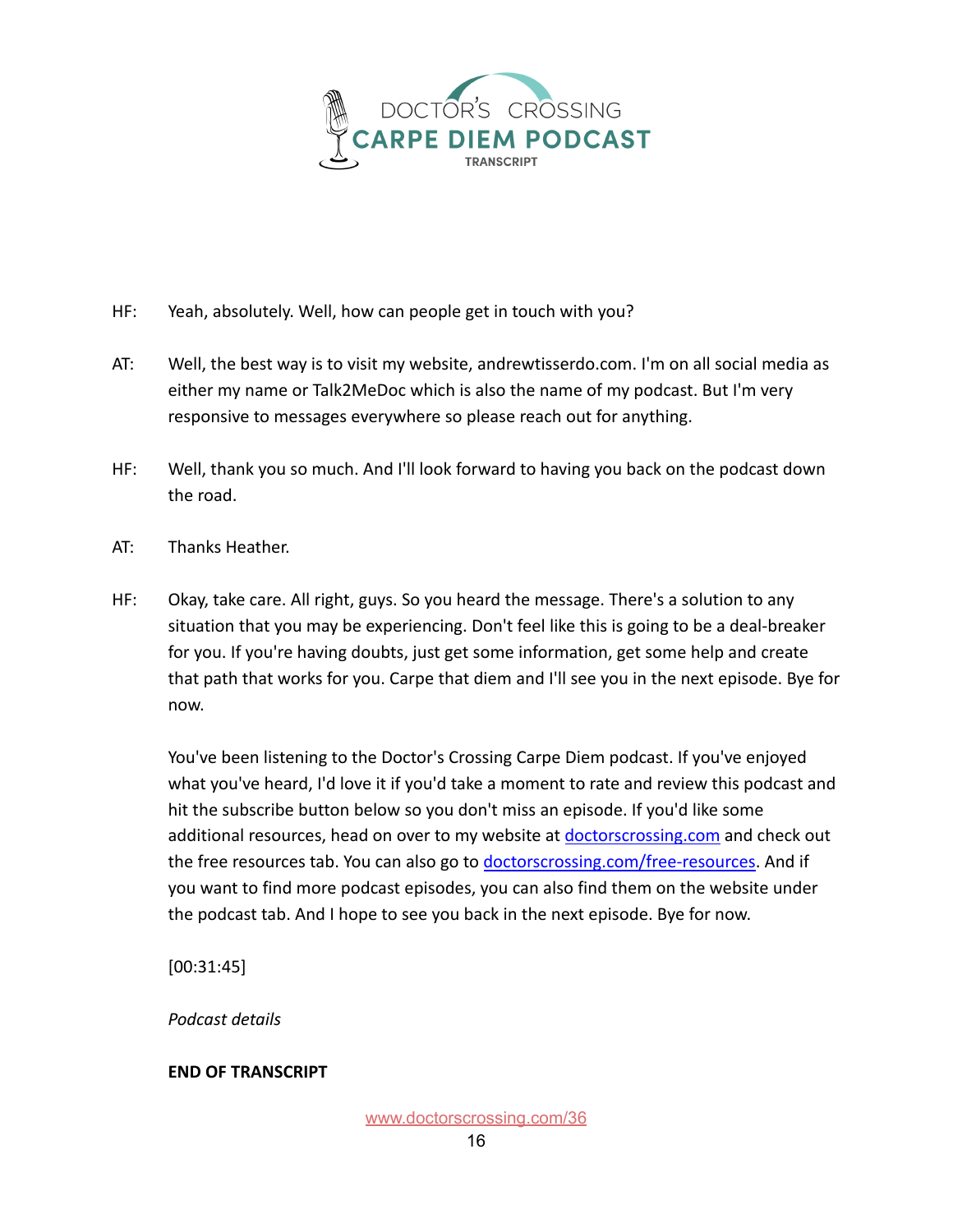HF: Yeah, absolutely. Well, how can people get in touch with you?

AT: Well, the best way is to visit my website, andrewtisserdo.com. I'm on all social media as either my name or Talk2MeDoc which is also the name of my podcast. But I'm very responsive to messages everywhere so please reach out for anything.

HF: Well, thank you so much. And I'll look forward to having you back on the podcast down the road.

AT: Thanks Heather.

HF: Okay, take care. All right, guys. So you heard the message. There's a solution to any situation that you may be experiencing. Don't feel like this is going to be a deal-breaker for you. If you're having doubts, just get some information, get some help and create that path that works for you. Carpe that diem and I'll see you in the next episode. Bye for now.

You've been listening to the Doctor's Crossing Carpe Diem podcast. If you've enjoyed what you've heard, I'd love it if you'd take a moment to rate and review this podcast and hit the subscribe button below so you don't miss an episode. If you'd like some additional resources, head on over to my website at [doctorscrossing.com](http://doctorscrossing.com) and check out the free resources tab. You can also go to [doctorscrossing.com/free-resources](http://doctorscrossing.com/free-resources). And if you want to find more podcast episodes, you can also find them on the website under the podcast tab. And I hope to see you back in the next episode. Bye for now.

[00:31:45]

*Podcast details*

**END OF TRANSCRIPT**